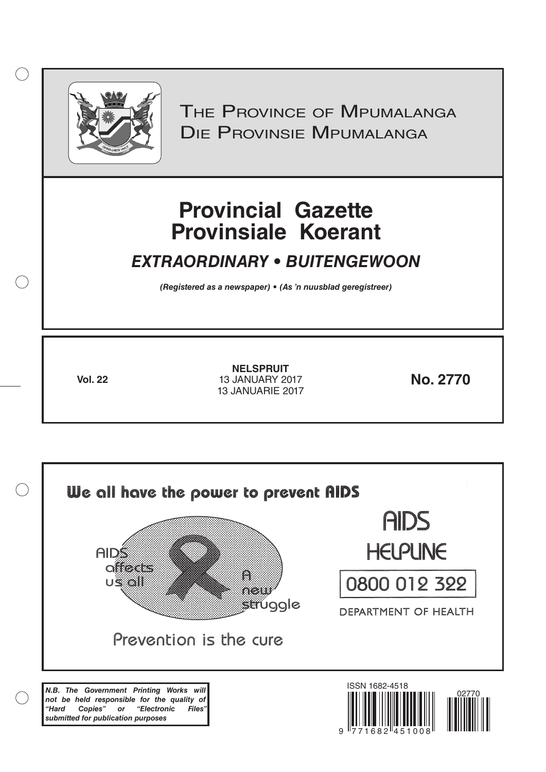THE PROVINCE OF MPUMALANGA
DIE PROVINSIE MPUMALANGA

# Provincial Gazette
# Provinsiale Koerant

## *EXTRAORDINARY • BUITENGEWOON*

***(Registered as a newspaper) • (As 'n nuusblad geregistreer)***

**Vol. 22**

**NELSPRUIT**
13 JANUARY 2017
13 JANUARIE 2017

**No. 2770**

We all have the power to prevent AIDS

AIDS affects us all

A new struggle

Prevention is the cure

AIDS HELPLINE

0800 012 322

DEPARTMENT OF HEALTH

***N.B. The Government Printing Works will not be held responsible for the quality of "Hard Copies" or "Electronic Files" submitted for publication purposes***

ISSN 1682-4518

02770

9 771682 451008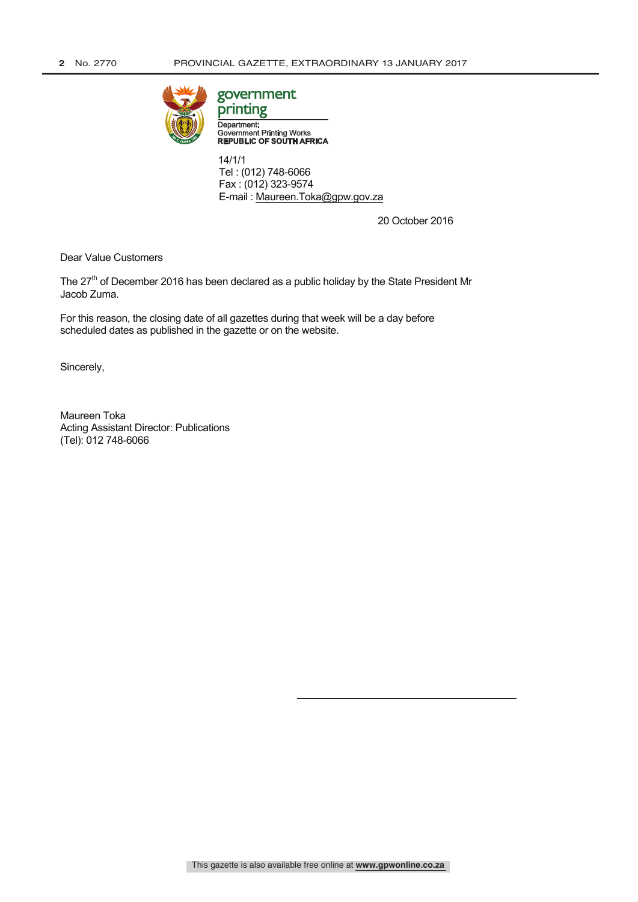government printing

Department:
Government Printing Works
**REPUBLIC OF SOUTH AFRICA**

14/1/1
Tel : (012) 748-6066
Fax : (012) 323-9574
E-mail : Maureen.Toka@gpw.gov.za

20 October 2016

Dear Value Customers

The 27th of December 2016 has been declared as a public holiday by the State President Mr Jacob Zuma.

For this reason, the closing date of all gazettes during that week will be a day before scheduled dates as published in the gazette or on the website.

Sincerely,

Maureen Toka
Acting Assistant Director: Publications
(Tel): 012 748-6066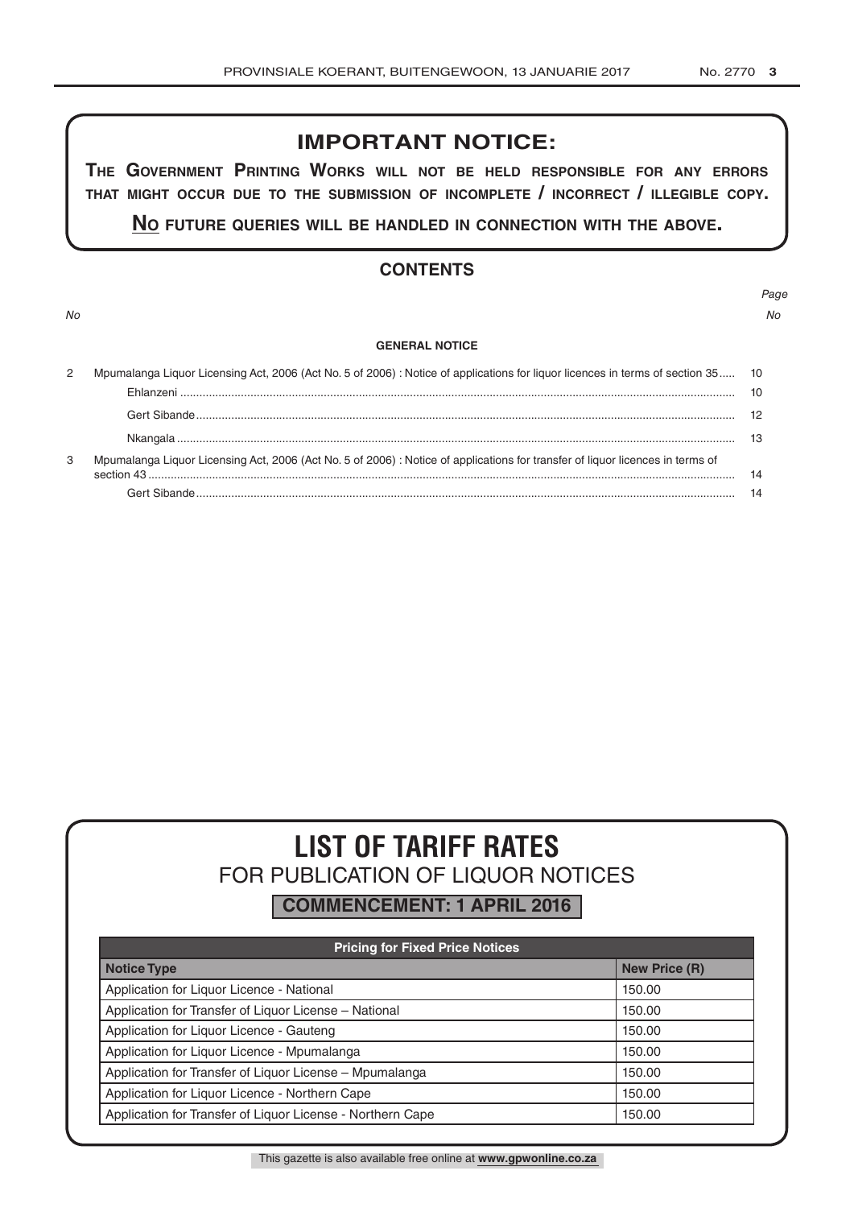## IMPORTANT NOTICE:

**THE GOVERNMENT PRINTING WORKS WILL NOT BE HELD RESPONSIBLE FOR ANY ERRORS THAT MIGHT OCCUR DUE TO THE SUBMISSION OF INCOMPLETE / INCORRECT / ILLEGIBLE COPY.**

**NO FUTURE QUERIES WILL BE HANDLED IN CONNECTION WITH THE ABOVE.**

## CONTENTS

| No | | Page No |
|---|---|---|
| | **GENERAL NOTICE** | |
| 2 | Mpumalanga Liquor Licensing Act, 2006 (Act No. 5 of 2006) : Notice of applications for liquor licences in terms of section 35 | 10 |
| | Ehlanzeni | 10 |
| | Gert Sibande | 12 |
| | Nkangala | 13 |
| 3 | Mpumalanga Liquor Licensing Act, 2006 (Act No. 5 of 2006) : Notice of applications for transfer of liquor licences in terms of section 43 | 14 |
| | Gert Sibande | 14 |

# LIST OF TARIFF RATES

## FOR PUBLICATION OF LIQUOR NOTICES

**COMMENCEMENT: 1 APRIL 2016**

| Pricing for Fixed Price Notices | |
|---|---|
| **Notice Type** | **New Price (R)** |
| Application for Liquor Licence - National | 150.00 |
| Application for Transfer of Liquor License – National | 150.00 |
| Application for Liquor Licence - Gauteng | 150.00 |
| Application for Liquor Licence - Mpumalanga | 150.00 |
| Application for Transfer of Liquor License – Mpumalanga | 150.00 |
| Application for Liquor Licence - Northern Cape | 150.00 |
| Application for Transfer of Liquor License - Northern Cape | 150.00 |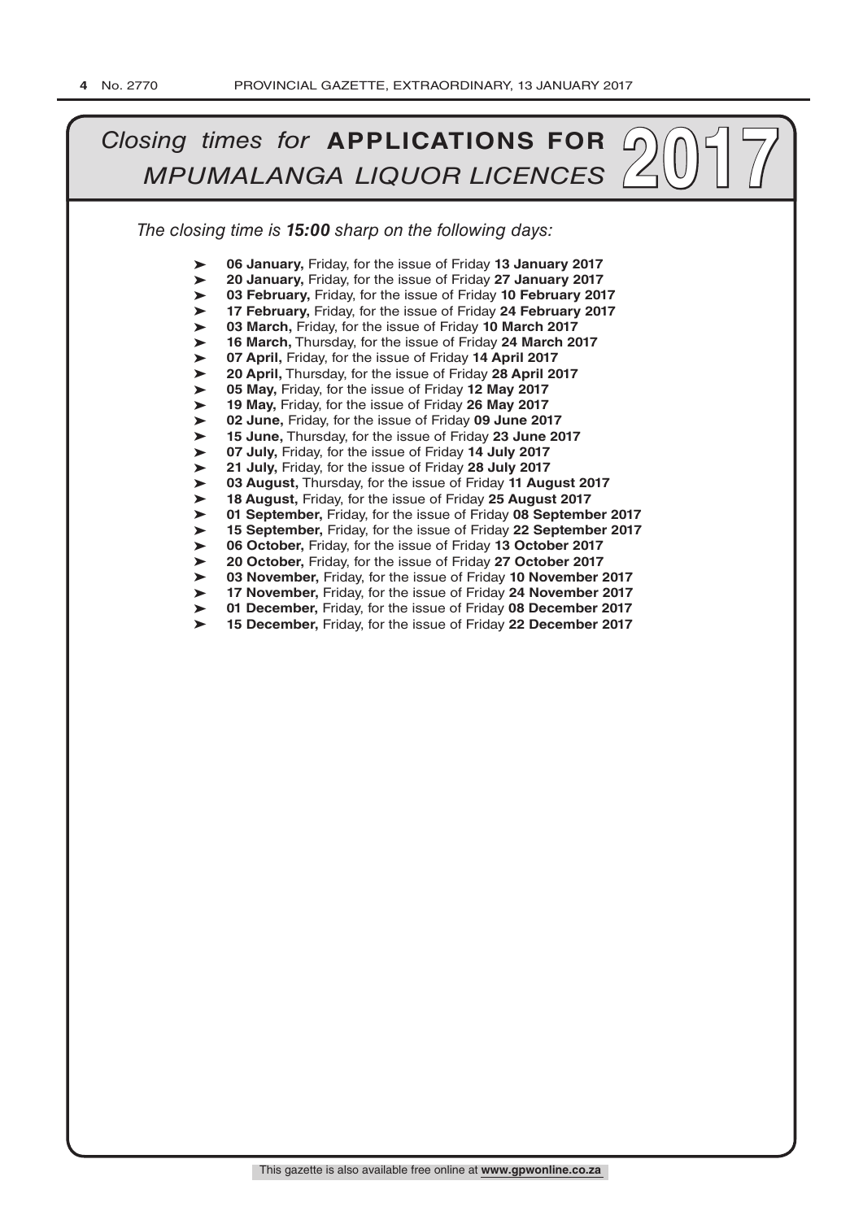# *Closing times for* **APPLICATIONS FOR** *MPUMALANGA LIQUOR LICENCES* **2017**

*The closing time is* ***15:00*** *sharp on the following days:*

- **06 January,** Friday, for the issue of Friday **13 January 2017**
- **20 January,** Friday, for the issue of Friday **27 January 2017**
- **03 February,** Friday, for the issue of Friday **10 February 2017**
- **17 February,** Friday, for the issue of Friday **24 February 2017**
- **03 March,** Friday, for the issue of Friday **10 March 2017**
- **16 March,** Thursday, for the issue of Friday **24 March 2017**
- **07 April,** Friday, for the issue of Friday **14 April 2017**
- **20 April,** Thursday, for the issue of Friday **28 April 2017**
- **05 May,** Friday, for the issue of Friday **12 May 2017**
- **19 May,** Friday, for the issue of Friday **26 May 2017**
- **02 June,** Friday, for the issue of Friday **09 June 2017**
- **15 June,** Thursday, for the issue of Friday **23 June 2017**
- **07 July,** Friday, for the issue of Friday **14 July 2017**
- **21 July,** Friday, for the issue of Friday **28 July 2017**
- **03 August,** Thursday, for the issue of Friday **11 August 2017**
- **18 August,** Friday, for the issue of Friday **25 August 2017**
- **01 September,** Friday, for the issue of Friday **08 September 2017**
- **15 September,** Friday, for the issue of Friday **22 September 2017**
- **06 October,** Friday, for the issue of Friday **13 October 2017**
- **20 October,** Friday, for the issue of Friday **27 October 2017**
- **03 November,** Friday, for the issue of Friday **10 November 2017**
- **17 November,** Friday, for the issue of Friday **24 November 2017**
- **01 December,** Friday, for the issue of Friday **08 December 2017**
- **15 December,** Friday, for the issue of Friday **22 December 2017**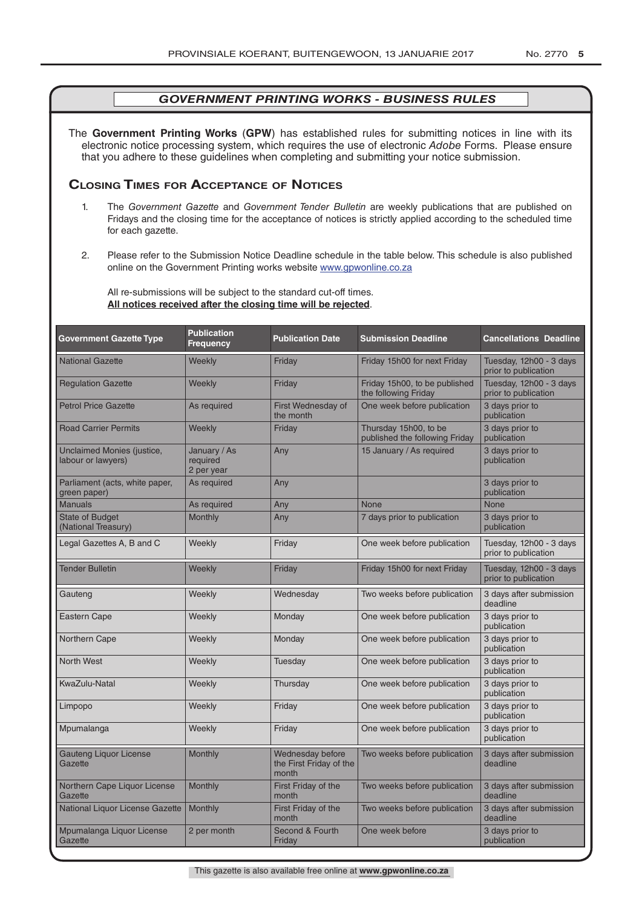## GOVERNMENT PRINTING WORKS - BUSINESS RULES

The **Government Printing Works** (**GPW**) has established rules for submitting notices in line with its electronic notice processing system, which requires the use of electronic *Adobe* Forms. Please ensure that you adhere to these guidelines when completing and submitting your notice submission.

### Closing Times for Acceptance of Notices

1. The *Government Gazette* and *Government Tender Bulletin* are weekly publications that are published on Fridays and the closing time for the acceptance of notices is strictly applied according to the scheduled time for each gazette.
2. Please refer to the Submission Notice Deadline schedule in the table below. This schedule is also published online on the Government Printing works website www.gpwonline.co.za

All re-submissions will be subject to the standard cut-off times.
**All notices received after the closing time will be rejected**.

| Government Gazette Type | Publication Frequency | Publication Date | Submission Deadline | Cancellations Deadline |
|---|---|---|---|---|
| National Gazette | Weekly | Friday | Friday 15h00 for next Friday | Tuesday, 12h00 - 3 days prior to publication |
| Regulation Gazette | Weekly | Friday | Friday 15h00, to be published the following Friday | Tuesday, 12h00 - 3 days prior to publication |
| Petrol Price Gazette | As required | First Wednesday of the month | One week before publication | 3 days prior to publication |
| Road Carrier Permits | Weekly | Friday | Thursday 15h00, to be published the following Friday | 3 days prior to publication |
| Unclaimed Monies (justice, labour or lawyers) | January / As required 2 per year | Any | 15 January / As required | 3 days prior to publication |
| Parliament (acts, white paper, green paper) | As required | Any | | 3 days prior to publication |
| Manuals | As required | Any | None | None |
| State of Budget (National Treasury) | Monthly | Any | 7 days prior to publication | 3 days prior to publication |
| Legal Gazettes A, B and C | Weekly | Friday | One week before publication | Tuesday, 12h00 - 3 days prior to publication |
| Tender Bulletin | Weekly | Friday | Friday 15h00 for next Friday | Tuesday, 12h00 - 3 days prior to publication |
| Gauteng | Weekly | Wednesday | Two weeks before publication | 3 days after submission deadline |
| Eastern Cape | Weekly | Monday | One week before publication | 3 days prior to publication |
| Northern Cape | Weekly | Monday | One week before publication | 3 days prior to publication |
| North West | Weekly | Tuesday | One week before publication | 3 days prior to publication |
| KwaZulu-Natal | Weekly | Thursday | One week before publication | 3 days prior to publication |
| Limpopo | Weekly | Friday | One week before publication | 3 days prior to publication |
| Mpumalanga | Weekly | Friday | One week before publication | 3 days prior to publication |
| Gauteng Liquor License Gazette | Monthly | Wednesday before the First Friday of the month | Two weeks before publication | 3 days after submission deadline |
| Northern Cape Liquor License Gazette | Monthly | First Friday of the month | Two weeks before publication | 3 days after submission deadline |
| National Liquor License Gazette | Monthly | First Friday of the month | Two weeks before publication | 3 days after submission deadline |
| Mpumalanga Liquor License Gazette | 2 per month | Second & Fourth Friday | One week before | 3 days prior to publication |

This gazette is also available free online at **www.gpwonline.co.za**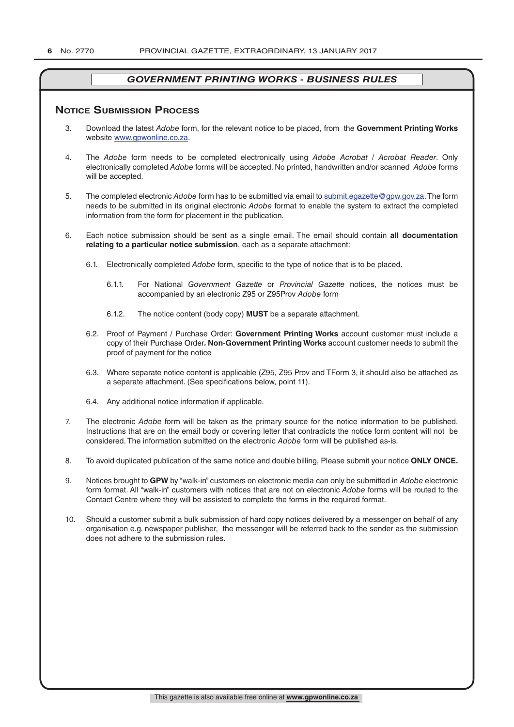## GOVERNMENT PRINTING WORKS - BUSINESS RULES

### Notice Submission Process

3. Download the latest *Adobe* form, for the relevant notice to be placed, from the **Government Printing Works** website www.gpwonline.co.za.

4. The *Adobe* form needs to be completed electronically using *Adobe Acrobat* / *Acrobat Reader*. Only electronically completed *Adobe* forms will be accepted. No printed, handwritten and/or scanned *Adobe* forms will be accepted.

5. The completed electronic *Adobe* form has to be submitted via email to submit.egazette@gpw.gov.za. The form needs to be submitted in its original electronic *Adobe* format to enable the system to extract the completed information from the form for placement in the publication.

6. Each notice submission should be sent as a single email. The email should contain **all documentation relating to a particular notice submission**, each as a separate attachment:

   6.1. Electronically completed *Adobe* form, specific to the type of notice that is to be placed.

      6.1.1. For National *Government Gazette* or *Provincial Gazette* notices, the notices must be accompanied by an electronic Z95 or Z95Prov *Adobe* form

      6.1.2. The notice content (body copy) **MUST** be a separate attachment.

   6.2. Proof of Payment / Purchase Order: **Government Printing Works** account customer must include a copy of their Purchase Order**. Non-Government Printing Works** account customer needs to submit the proof of payment for the notice

   6.3. Where separate notice content is applicable (Z95, Z95 Prov and TForm 3, it should also be attached as a separate attachment. (See specifications below, point 11).

   6.4. Any additional notice information if applicable.

7. The electronic *Adobe* form will be taken as the primary source for the notice information to be published. Instructions that are on the email body or covering letter that contradicts the notice form content will not be considered. The information submitted on the electronic *Adobe* form will be published as-is.

8. To avoid duplicated publication of the same notice and double billing, Please submit your notice **ONLY ONCE.**

9. Notices brought to **GPW** by "walk-in" customers on electronic media can only be submitted in *Adobe* electronic form format. All "walk-in" customers with notices that are not on electronic *Adobe* forms will be routed to the Contact Centre where they will be assisted to complete the forms in the required format.

10. Should a customer submit a bulk submission of hard copy notices delivered by a messenger on behalf of any organisation e.g. newspaper publisher, the messenger will be referred back to the sender as the submission does not adhere to the submission rules.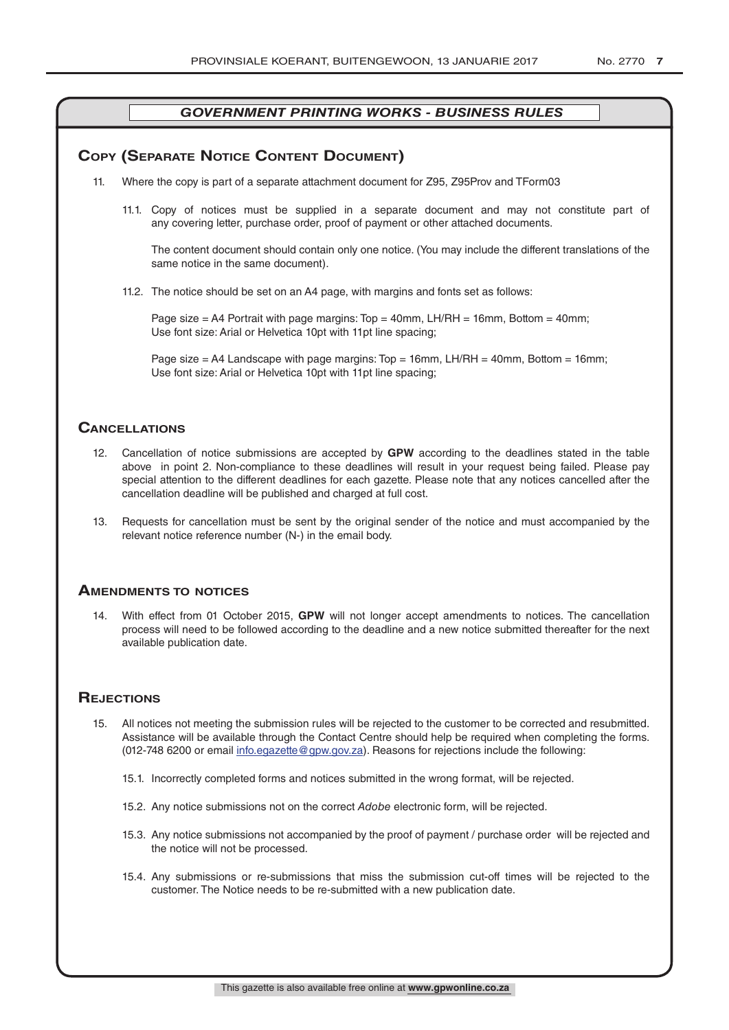## *GOVERNMENT PRINTING WORKS - BUSINESS RULES*

### Copy (Separate Notice Content Document)

11. Where the copy is part of a separate attachment document for Z95, Z95Prov and TForm03

    11.1. Copy of notices must be supplied in a separate document and may not constitute part of any covering letter, purchase order, proof of payment or other attached documents.

    The content document should contain only one notice. (You may include the different translations of the same notice in the same document).

    11.2. The notice should be set on an A4 page, with margins and fonts set as follows:

    Page size = A4 Portrait with page margins: Top = 40mm, LH/RH = 16mm, Bottom = 40mm;
    Use font size: Arial or Helvetica 10pt with 11pt line spacing;

    Page size = A4 Landscape with page margins: Top = 16mm, LH/RH = 40mm, Bottom = 16mm;
    Use font size: Arial or Helvetica 10pt with 11pt line spacing;

### Cancellations

12. Cancellation of notice submissions are accepted by **GPW** according to the deadlines stated in the table above in point 2. Non-compliance to these deadlines will result in your request being failed. Please pay special attention to the different deadlines for each gazette. Please note that any notices cancelled after the cancellation deadline will be published and charged at full cost.

13. Requests for cancellation must be sent by the original sender of the notice and must accompanied by the relevant notice reference number (N-) in the email body.

### Amendments to notices

14. With effect from 01 October 2015, **GPW** will not longer accept amendments to notices. The cancellation process will need to be followed according to the deadline and a new notice submitted thereafter for the next available publication date.

### Rejections

15. All notices not meeting the submission rules will be rejected to the customer to be corrected and resubmitted. Assistance will be available through the Contact Centre should help be required when completing the forms. (012-748 6200 or email info.egazette@gpw.gov.za). Reasons for rejections include the following:

    15.1. Incorrectly completed forms and notices submitted in the wrong format, will be rejected.

    15.2. Any notice submissions not on the correct *Adobe* electronic form, will be rejected.

    15.3. Any notice submissions not accompanied by the proof of payment / purchase order will be rejected and the notice will not be processed.

    15.4. Any submissions or re-submissions that miss the submission cut-off times will be rejected to the customer. The Notice needs to be re-submitted with a new publication date.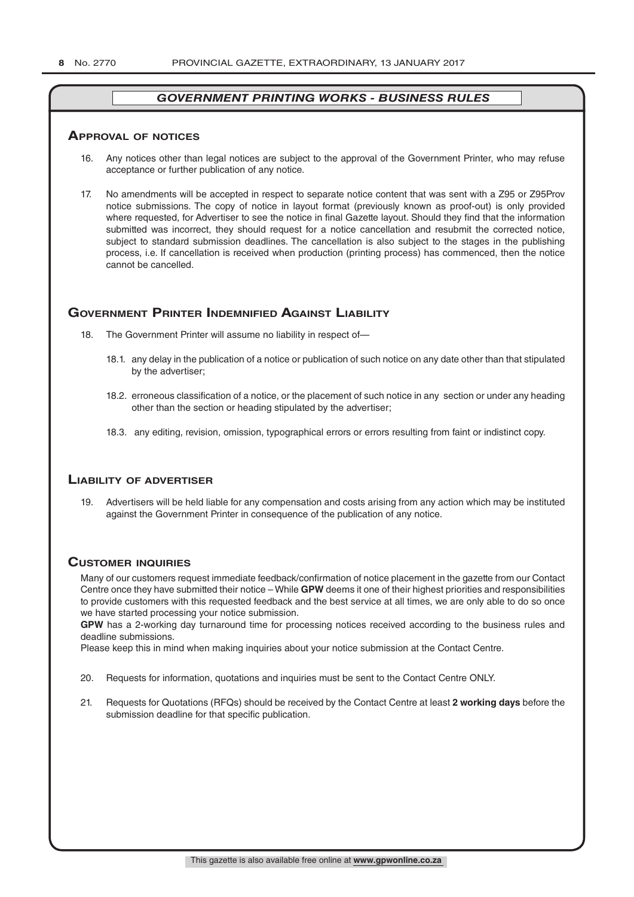## *GOVERNMENT PRINTING WORKS - BUSINESS RULES*

### Approval of notices

16. Any notices other than legal notices are subject to the approval of the Government Printer, who may refuse acceptance or further publication of any notice.

17. No amendments will be accepted in respect to separate notice content that was sent with a Z95 or Z95Prov notice submissions. The copy of notice in layout format (previously known as proof-out) is only provided where requested, for Advertiser to see the notice in final Gazette layout. Should they find that the information submitted was incorrect, they should request for a notice cancellation and resubmit the corrected notice, subject to standard submission deadlines. The cancellation is also subject to the stages in the publishing process, i.e. If cancellation is received when production (printing process) has commenced, then the notice cannot be cancelled.

### Government Printer Indemnified Against Liability

18. The Government Printer will assume no liability in respect of—

    18.1. any delay in the publication of a notice or publication of such notice on any date other than that stipulated by the advertiser;

    18.2. erroneous classification of a notice, or the placement of such notice in any section or under any heading other than the section or heading stipulated by the advertiser;

    18.3. any editing, revision, omission, typographical errors or errors resulting from faint or indistinct copy.

### Liability of advertiser

19. Advertisers will be held liable for any compensation and costs arising from any action which may be instituted against the Government Printer in consequence of the publication of any notice.

### Customer inquiries

Many of our customers request immediate feedback/confirmation of notice placement in the gazette from our Contact Centre once they have submitted their notice – While **GPW** deems it one of their highest priorities and responsibilities to provide customers with this requested feedback and the best service at all times, we are only able to do so once we have started processing your notice submission.

**GPW** has a 2-working day turnaround time for processing notices received according to the business rules and deadline submissions.

Please keep this in mind when making inquiries about your notice submission at the Contact Centre.

20. Requests for information, quotations and inquiries must be sent to the Contact Centre ONLY.

21. Requests for Quotations (RFQs) should be received by the Contact Centre at least **2 working days** before the submission deadline for that specific publication.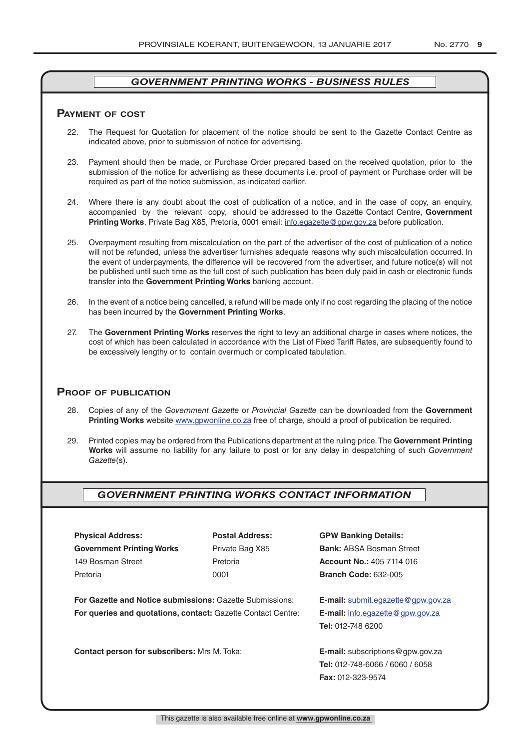## *GOVERNMENT PRINTING WORKS - BUSINESS RULES*

### Payment of cost

22. The Request for Quotation for placement of the notice should be sent to the Gazette Contact Centre as indicated above, prior to submission of notice for advertising.

23. Payment should then be made, or Purchase Order prepared based on the received quotation, prior to the submission of the notice for advertising as these documents i.e. proof of payment or Purchase order will be required as part of the notice submission, as indicated earlier.

24. Where there is any doubt about the cost of publication of a notice, and in the case of copy, an enquiry, accompanied by the relevant copy, should be addressed to the Gazette Contact Centre, **Government Printing Works**, Private Bag X85, Pretoria, 0001 email: info.egazette@gpw.gov.za before publication.

25. Overpayment resulting from miscalculation on the part of the advertiser of the cost of publication of a notice will not be refunded, unless the advertiser furnishes adequate reasons why such miscalculation occurred. In the event of underpayments, the difference will be recovered from the advertiser, and future notice(s) will not be published until such time as the full cost of such publication has been duly paid in cash or electronic funds transfer into the **Government Printing Works** banking account.

26. In the event of a notice being cancelled, a refund will be made only if no cost regarding the placing of the notice has been incurred by the **Government Printing Works**.

27. The **Government Printing Works** reserves the right to levy an additional charge in cases where notices, the cost of which has been calculated in accordance with the List of Fixed Tariff Rates, are subsequently found to be excessively lengthy or to contain overmuch or complicated tabulation.

### Proof of publication

28. Copies of any of the *Government Gazette* or *Provincial Gazette* can be downloaded from the **Government Printing Works** website www.gpwonline.co.za free of charge, should a proof of publication be required.

29. Printed copies may be ordered from the Publications department at the ruling price. The **Government Printing Works** will assume no liability for any failure to post or for any delay in despatching of such *Government Gazette*(s).

## *GOVERNMENT PRINTING WORKS CONTACT INFORMATION*

| **Physical Address:** | **Postal Address:** | **GPW Banking Details:** |
|---|---|---|
| **Government Printing Works** | Private Bag X85 | **Bank:** ABSA Bosman Street |
| 149 Bosman Street | Pretoria | **Account No.:** 405 7114 016 |
| Pretoria | 0001 | **Branch Code:** 632-005 |

**For Gazette and Notice submissions:** Gazette Submissions: **E-mail:** submit.egazette@gpw.gov.za

**For queries and quotations, contact:** Gazette Contact Centre: **E-mail:** info.egazette@gpw.gov.za
**Tel:** 012-748 6200

**Contact person for subscribers:** Mrs M. Toka: **E-mail:** subscriptions@gpw.gov.za
**Tel:** 012-748-6066 / 6060 / 6058
**Fax:** 012-323-9574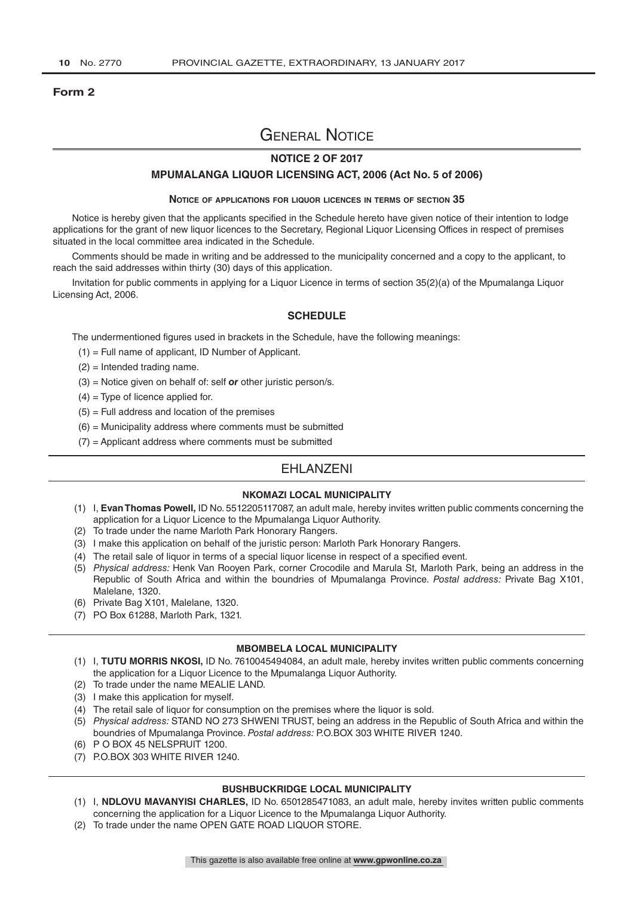**Form 2**

# General Notice

## NOTICE 2 OF 2017

## MPUMALANGA LIQUOR LICENSING ACT, 2006 (Act No. 5 of 2006)

### Notice of applications for liquor licences in terms of section 35

Notice is hereby given that the applicants specified in the Schedule hereto have given notice of their intention to lodge applications for the grant of new liquor licences to the Secretary, Regional Liquor Licensing Offices in respect of premises situated in the local committee area indicated in the Schedule.

Comments should be made in writing and be addressed to the municipality concerned and a copy to the applicant, to reach the said addresses within thirty (30) days of this application.

Invitation for public comments in applying for a Liquor Licence in terms of section 35(2)(a) of the Mpumalanga Liquor Licensing Act, 2006.

## SCHEDULE

The undermentioned figures used in brackets in the Schedule, have the following meanings:

(1) = Full name of applicant, ID Number of Applicant.

(2) = Intended trading name.

(3) = Notice given on behalf of: self *or* other juristic person/s.

(4) = Type of licence applied for.

(5) = Full address and location of the premises

(6) = Municipality address where comments must be submitted

(7) = Applicant address where comments must be submitted

## EHLANZENI

### NKOMAZI LOCAL MUNICIPALITY

(1) I, **Evan Thomas Powell,** ID No. 5512205117087, an adult male, hereby invites written public comments concerning the application for a Liquor Licence to the Mpumalanga Liquor Authority.

(2) To trade under the name Marloth Park Honorary Rangers.

(3) I make this application on behalf of the juristic person: Marloth Park Honorary Rangers.

(4) The retail sale of liquor in terms of a special liquor license in respect of a specified event.

(5) *Physical address:* Henk Van Rooyen Park, corner Crocodile and Marula St, Marloth Park, being an address in the Republic of South Africa and within the boundries of Mpumalanga Province. *Postal address:* Private Bag X101, Malelane, 1320.

(6) Private Bag X101, Malelane, 1320.

(7) PO Box 61288, Marloth Park, 1321.

### MBOMBELA LOCAL MUNICIPALITY

(1) I, **TUTU MORRIS NKOSI,** ID No. 7610045494084, an adult male, hereby invites written public comments concerning the application for a Liquor Licence to the Mpumalanga Liquor Authority.

(2) To trade under the name MEALIE LAND.

(3) I make this application for myself.

(4) The retail sale of liquor for consumption on the premises where the liquor is sold.

(5) *Physical address:* STAND NO 273 SHWENI TRUST, being an address in the Republic of South Africa and within the boundries of Mpumalanga Province. *Postal address:* P.O.BOX 303 WHITE RIVER 1240.

(6) P O BOX 45 NELSPRUIT 1200.

(7) P.O.BOX 303 WHITE RIVER 1240.

### BUSHBUCKRIDGE LOCAL MUNICIPALITY

(1) I, **NDLOVU MAVANYISI CHARLES,** ID No. 6501285471083, an adult male, hereby invites written public comments concerning the application for a Liquor Licence to the Mpumalanga Liquor Authority.

(2) To trade under the name OPEN GATE ROAD LIQUOR STORE.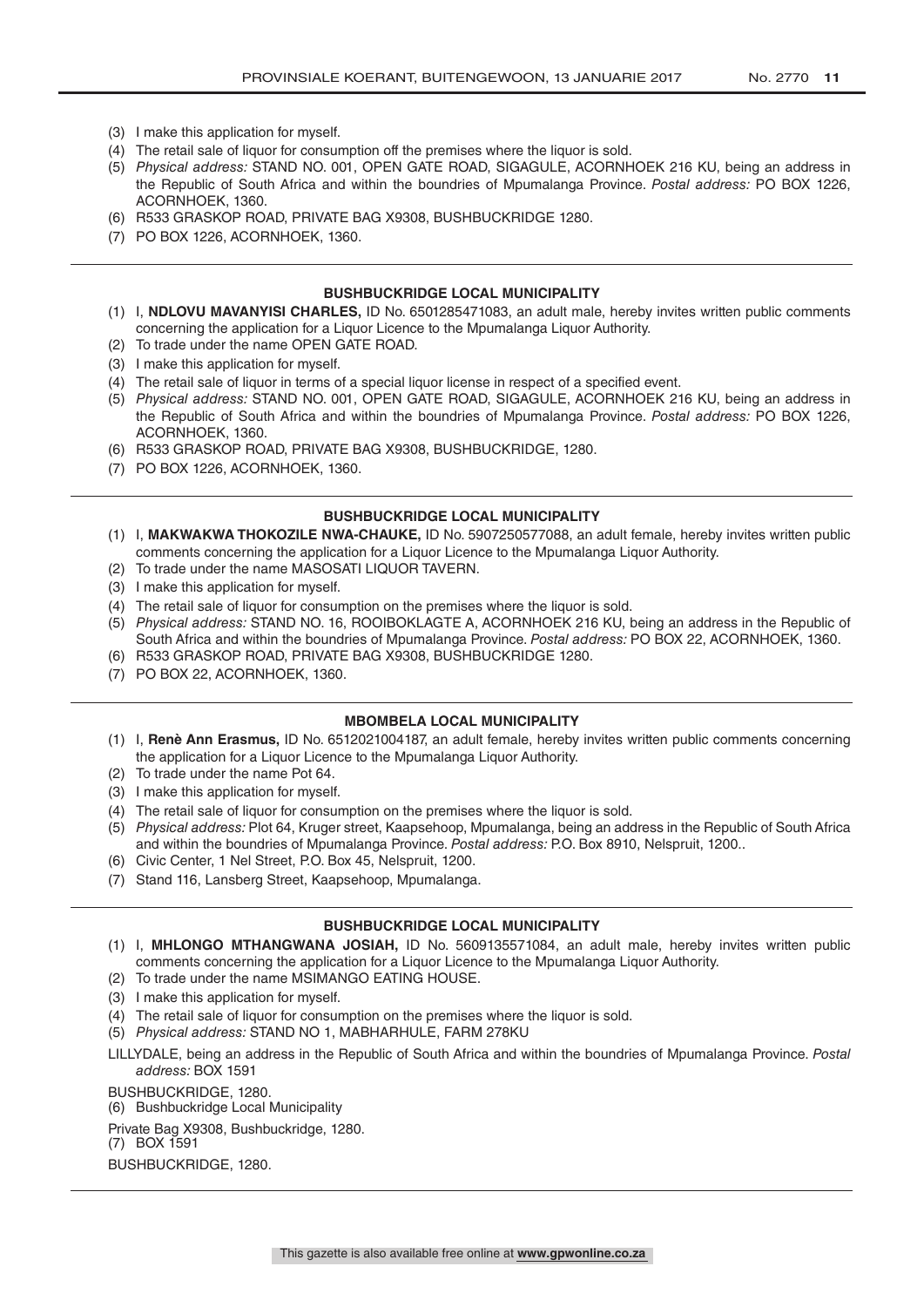(3) I make this application for myself.
(4) The retail sale of liquor for consumption off the premises where the liquor is sold.
(5) *Physical address:* STAND NO. 001, OPEN GATE ROAD, SIGAGULE, ACORNHOEK 216 KU, being an address in the Republic of South Africa and within the boundries of Mpumalanga Province. *Postal address:* PO BOX 1226, ACORNHOEK, 1360.
(6) R533 GRASKOP ROAD, PRIVATE BAG X9308, BUSHBUCKRIDGE 1280.
(7) PO BOX 1226, ACORNHOEK, 1360.

---

**BUSHBUCKRIDGE LOCAL MUNICIPALITY**

(1) I, **NDLOVU MAVANYISI CHARLES,** ID No. 6501285471083, an adult male, hereby invites written public comments concerning the application for a Liquor Licence to the Mpumalanga Liquor Authority.
(2) To trade under the name OPEN GATE ROAD.
(3) I make this application for myself.
(4) The retail sale of liquor in terms of a special liquor license in respect of a specified event.
(5) *Physical address:* STAND NO. 001, OPEN GATE ROAD, SIGAGULE, ACORNHOEK 216 KU, being an address in the Republic of South Africa and within the boundries of Mpumalanga Province. *Postal address:* PO BOX 1226, ACORNHOEK, 1360.
(6) R533 GRASKOP ROAD, PRIVATE BAG X9308, BUSHBUCKRIDGE, 1280.
(7) PO BOX 1226, ACORNHOEK, 1360.

---

**BUSHBUCKRIDGE LOCAL MUNICIPALITY**

(1) I, **MAKWAKWA THOKOZILE NWA-CHAUKE,** ID No. 5907250577088, an adult female, hereby invites written public comments concerning the application for a Liquor Licence to the Mpumalanga Liquor Authority.
(2) To trade under the name MASOSATI LIQUOR TAVERN.
(3) I make this application for myself.
(4) The retail sale of liquor for consumption on the premises where the liquor is sold.
(5) *Physical address:* STAND NO. 16, ROOIBOKLAGTE A, ACORNHOEK 216 KU, being an address in the Republic of South Africa and within the boundries of Mpumalanga Province. *Postal address:* PO BOX 22, ACORNHOEK, 1360.
(6) R533 GRASKOP ROAD, PRIVATE BAG X9308, BUSHBUCKRIDGE 1280.
(7) PO BOX 22, ACORNHOEK, 1360.

---

**MBOMBELA LOCAL MUNICIPALITY**

(1) I, **Renè Ann Erasmus,** ID No. 6512021004187, an adult female, hereby invites written public comments concerning the application for a Liquor Licence to the Mpumalanga Liquor Authority.
(2) To trade under the name Pot 64.
(3) I make this application for myself.
(4) The retail sale of liquor for consumption on the premises where the liquor is sold.
(5) *Physical address:* Plot 64, Kruger street, Kaapsehoop, Mpumalanga, being an address in the Republic of South Africa and within the boundries of Mpumalanga Province. *Postal address:* P.O. Box 8910, Nelspruit, 1200..
(6) Civic Center, 1 Nel Street, P.O. Box 45, Nelspruit, 1200.
(7) Stand 116, Lansberg Street, Kaapsehoop, Mpumalanga.

---

**BUSHBUCKRIDGE LOCAL MUNICIPALITY**

(1) I, **MHLONGO MTHANGWANA JOSIAH,** ID No. 5609135571084, an adult male, hereby invites written public comments concerning the application for a Liquor Licence to the Mpumalanga Liquor Authority.
(2) To trade under the name MSIMANGO EATING HOUSE.
(3) I make this application for myself.
(4) The retail sale of liquor for consumption on the premises where the liquor is sold.
(5) *Physical address:* STAND NO 1, MABHARHULE, FARM 278KU

LILLYDALE, being an address in the Republic of South Africa and within the boundries of Mpumalanga Province. *Postal address:* BOX 1591

BUSHBUCKRIDGE, 1280.

(6) Bushbuckridge Local Municipality

Private Bag X9308, Bushbuckridge, 1280.

(7) BOX 1591

BUSHBUCKRIDGE, 1280.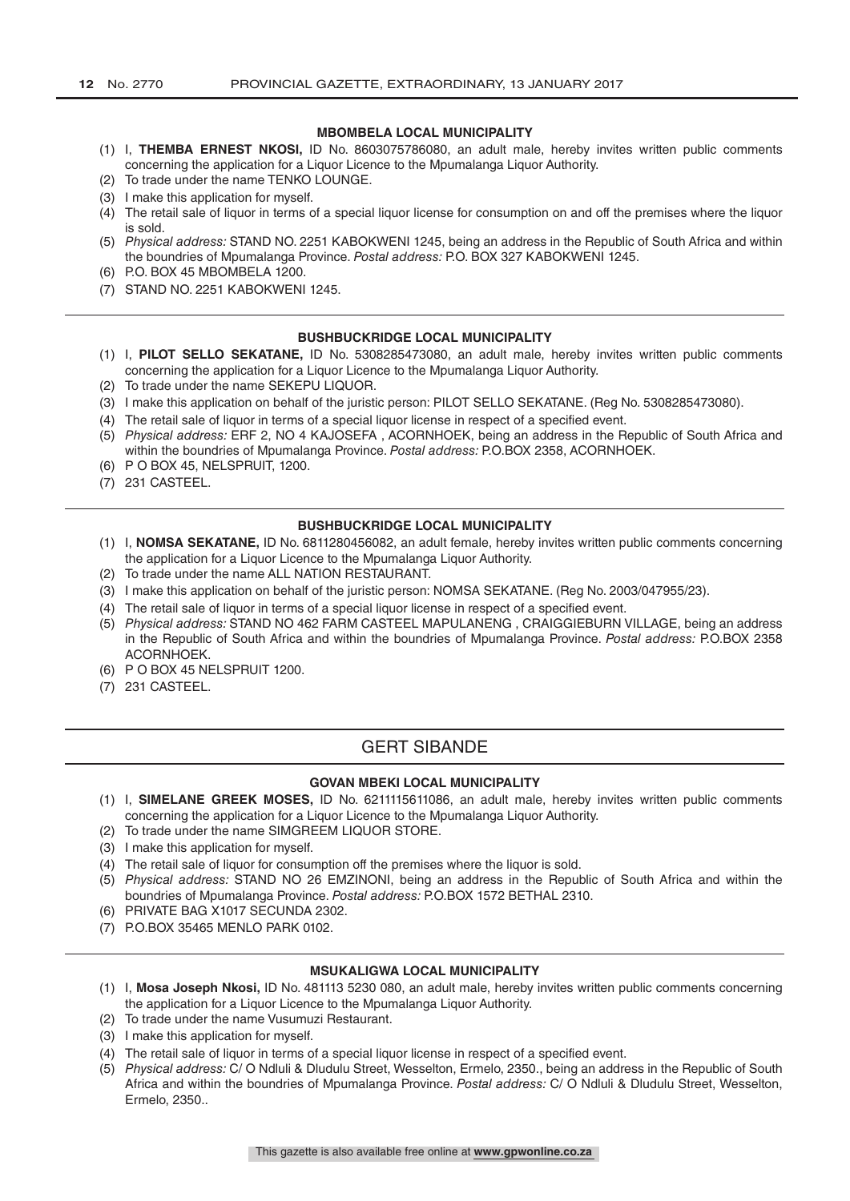#### MBOMBELA LOCAL MUNICIPALITY

(1) I, **THEMBA ERNEST NKOSI,** ID No. 8603075786080, an adult male, hereby invites written public comments concerning the application for a Liquor Licence to the Mpumalanga Liquor Authority.
(2) To trade under the name TENKO LOUNGE.
(3) I make this application for myself.
(4) The retail sale of liquor in terms of a special liquor license for consumption on and off the premises where the liquor is sold.
(5) *Physical address:* STAND NO. 2251 KABOKWENI 1245, being an address in the Republic of South Africa and within the boundries of Mpumalanga Province. *Postal address:* P.O. BOX 327 KABOKWENI 1245.
(6) P.O. BOX 45 MBOMBELA 1200.
(7) STAND NO. 2251 KABOKWENI 1245.

---

#### BUSHBUCKRIDGE LOCAL MUNICIPALITY

(1) I, **PILOT SELLO SEKATANE,** ID No. 5308285473080, an adult male, hereby invites written public comments concerning the application for a Liquor Licence to the Mpumalanga Liquor Authority.
(2) To trade under the name SEKEPU LIQUOR.
(3) I make this application on behalf of the juristic person: PILOT SELLO SEKATANE. (Reg No. 5308285473080).
(4) The retail sale of liquor in terms of a special liquor license in respect of a specified event.
(5) *Physical address:* ERF 2, NO 4 KAJOSEFA , ACORNHOEK, being an address in the Republic of South Africa and within the boundries of Mpumalanga Province. *Postal address:* P.O.BOX 2358, ACORNHOEK.
(6) P O BOX 45, NELSPRUIT, 1200.
(7) 231 CASTEEL.

---

#### BUSHBUCKRIDGE LOCAL MUNICIPALITY

(1) I, **NOMSA SEKATANE,** ID No. 6811280456082, an adult female, hereby invites written public comments concerning the application for a Liquor Licence to the Mpumalanga Liquor Authority.
(2) To trade under the name ALL NATION RESTAURANT.
(3) I make this application on behalf of the juristic person: NOMSA SEKATANE. (Reg No. 2003/047955/23).
(4) The retail sale of liquor in terms of a special liquor license in respect of a specified event.
(5) *Physical address:* STAND NO 462 FARM CASTEEL MAPULANENG , CRAIGGIEBURN VILLAGE, being an address in the Republic of South Africa and within the boundries of Mpumalanga Province. *Postal address:* P.O.BOX 2358 ACORNHOEK.
(6) P O BOX 45 NELSPRUIT 1200.
(7) 231 CASTEEL.

---

## GERT SIBANDE

#### GOVAN MBEKI LOCAL MUNICIPALITY

(1) I, **SIMELANE GREEK MOSES,** ID No. 6211115611086, an adult male, hereby invites written public comments concerning the application for a Liquor Licence to the Mpumalanga Liquor Authority.
(2) To trade under the name SIMGREEM LIQUOR STORE.
(3) I make this application for myself.
(4) The retail sale of liquor for consumption off the premises where the liquor is sold.
(5) *Physical address:* STAND NO 26 EMZINONI, being an address in the Republic of South Africa and within the boundries of Mpumalanga Province. *Postal address:* P.O.BOX 1572 BETHAL 2310.
(6) PRIVATE BAG X1017 SECUNDA 2302.
(7) P.O.BOX 35465 MENLO PARK 0102.

---

#### MSUKALIGWA LOCAL MUNICIPALITY

(1) I, **Mosa Joseph Nkosi,** ID No. 481113 5230 080, an adult male, hereby invites written public comments concerning the application for a Liquor Licence to the Mpumalanga Liquor Authority.
(2) To trade under the name Vusumuzi Restaurant.
(3) I make this application for myself.
(4) The retail sale of liquor in terms of a special liquor license in respect of a specified event.
(5) *Physical address:* C/ O Ndluli & Dludulu Street, Wesselton, Ermelo, 2350., being an address in the Republic of South Africa and within the boundries of Mpumalanga Province. *Postal address:* C/ O Ndluli & Dludulu Street, Wesselton, Ermelo, 2350..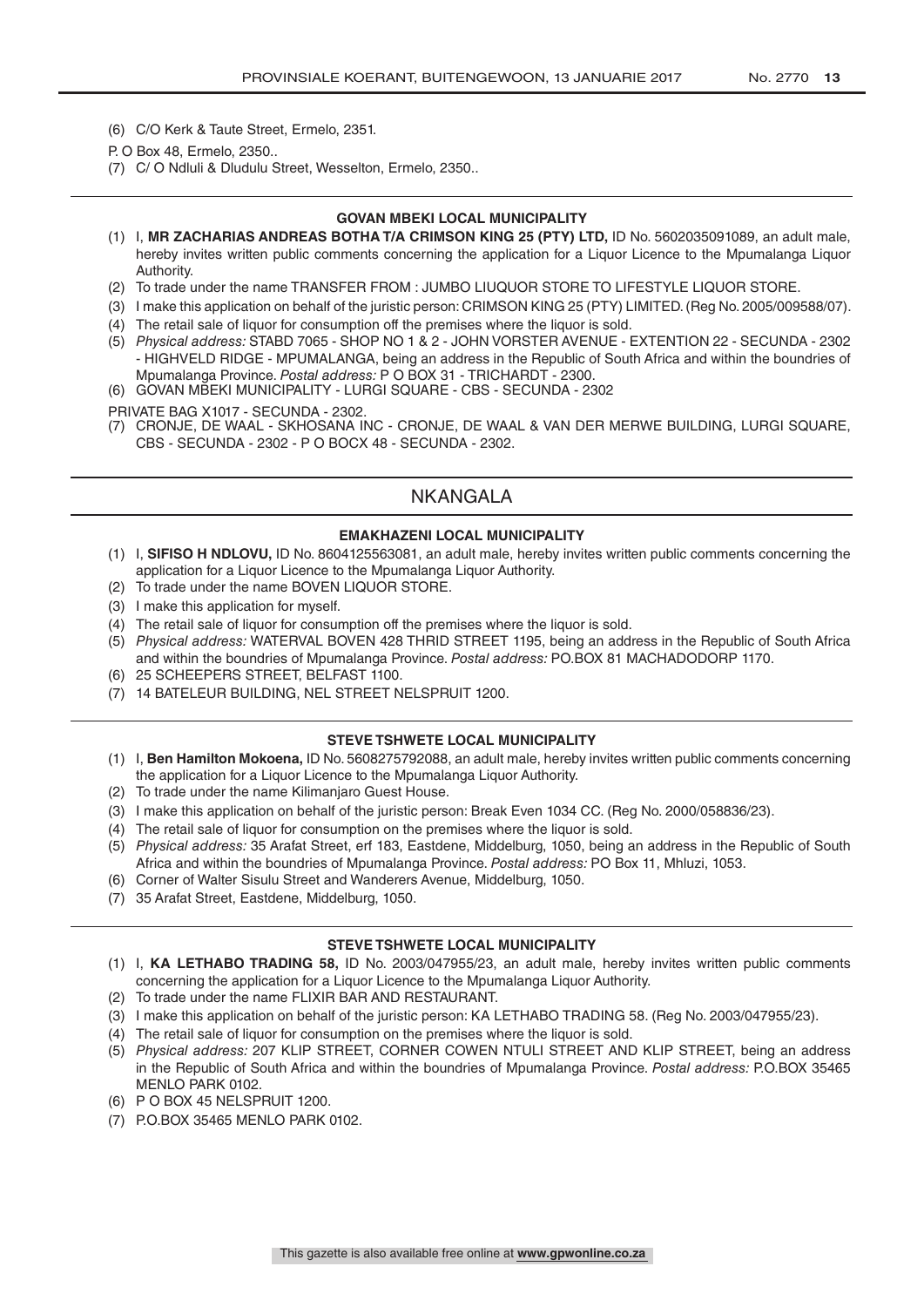(6) C/O Kerk & Taute Street, Ermelo, 2351.

P. O Box 48, Ermelo, 2350..

(7) C/ O Ndluli & Dludulu Street, Wesselton, Ermelo, 2350..

---

**GOVAN MBEKI LOCAL MUNICIPALITY**

(1) I, **MR ZACHARIAS ANDREAS BOTHA T/A CRIMSON KING 25 (PTY) LTD,** ID No. 5602035091089, an adult male, hereby invites written public comments concerning the application for a Liquor Licence to the Mpumalanga Liquor Authority.

(2) To trade under the name TRANSFER FROM : JUMBO LIUQUOR STORE TO LIFESTYLE LIQUOR STORE.

(3) I make this application on behalf of the juristic person: CRIMSON KING 25 (PTY) LIMITED. (Reg No. 2005/009588/07).

(4) The retail sale of liquor for consumption off the premises where the liquor is sold.

(5) *Physical address:* STABD 7065 - SHOP NO 1 & 2 - JOHN VORSTER AVENUE - EXTENTION 22 - SECUNDA - 2302 - HIGHVELD RIDGE - MPUMALANGA, being an address in the Republic of South Africa and within the boundries of Mpumalanga Province. *Postal address:* P O BOX 31 - TRICHARDT - 2300.

(6) GOVAN MBEKI MUNICIPALITY - LURGI SQUARE - CBS - SECUNDA - 2302

PRIVATE BAG X1017 - SECUNDA - 2302.

(7) CRONJE, DE WAAL - SKHOSANA INC - CRONJE, DE WAAL & VAN DER MERWE BUILDING, LURGI SQUARE, CBS - SECUNDA - 2302 - P O BOCX 48 - SECUNDA - 2302.

---

## NKANGALA

**EMAKHAZENI LOCAL MUNICIPALITY**

(1) I, **SIFISO H NDLOVU,** ID No. 8604125563081, an adult male, hereby invites written public comments concerning the application for a Liquor Licence to the Mpumalanga Liquor Authority.

(2) To trade under the name BOVEN LIQUOR STORE.

(3) I make this application for myself.

(4) The retail sale of liquor for consumption off the premises where the liquor is sold.

(5) *Physical address:* WATERVAL BOVEN 428 THRID STREET 1195, being an address in the Republic of South Africa and within the boundries of Mpumalanga Province. *Postal address:* PO.BOX 81 MACHADODORP 1170.

(6) 25 SCHEEPERS STREET, BELFAST 1100.

(7) 14 BATELEUR BUILDING, NEL STREET NELSPRUIT 1200.

---

**STEVE TSHWETE LOCAL MUNICIPALITY**

(1) I, **Ben Hamilton Mokoena,** ID No. 5608275792088, an adult male, hereby invites written public comments concerning the application for a Liquor Licence to the Mpumalanga Liquor Authority.

(2) To trade under the name Kilimanjaro Guest House.

(3) I make this application on behalf of the juristic person: Break Even 1034 CC. (Reg No. 2000/058836/23).

(4) The retail sale of liquor for consumption on the premises where the liquor is sold.

(5) *Physical address:* 35 Arafat Street, erf 183, Eastdene, Middelburg, 1050, being an address in the Republic of South Africa and within the boundries of Mpumalanga Province. *Postal address:* PO Box 11, Mhluzi, 1053.

(6) Corner of Walter Sisulu Street and Wanderers Avenue, Middelburg, 1050.

(7) 35 Arafat Street, Eastdene, Middelburg, 1050.

---

**STEVE TSHWETE LOCAL MUNICIPALITY**

(1) I, **KA LETHABO TRADING 58,** ID No. 2003/047955/23, an adult male, hereby invites written public comments concerning the application for a Liquor Licence to the Mpumalanga Liquor Authority.

(2) To trade under the name FLIXIR BAR AND RESTAURANT.

(3) I make this application on behalf of the juristic person: KA LETHABO TRADING 58. (Reg No. 2003/047955/23).

(4) The retail sale of liquor for consumption on the premises where the liquor is sold.

(5) *Physical address:* 207 KLIP STREET, CORNER COWEN NTULI STREET AND KLIP STREET, being an address in the Republic of South Africa and within the boundries of Mpumalanga Province. *Postal address:* P.O.BOX 35465 MENLO PARK 0102.

(6) P O BOX 45 NELSPRUIT 1200.

(7) P.O.BOX 35465 MENLO PARK 0102.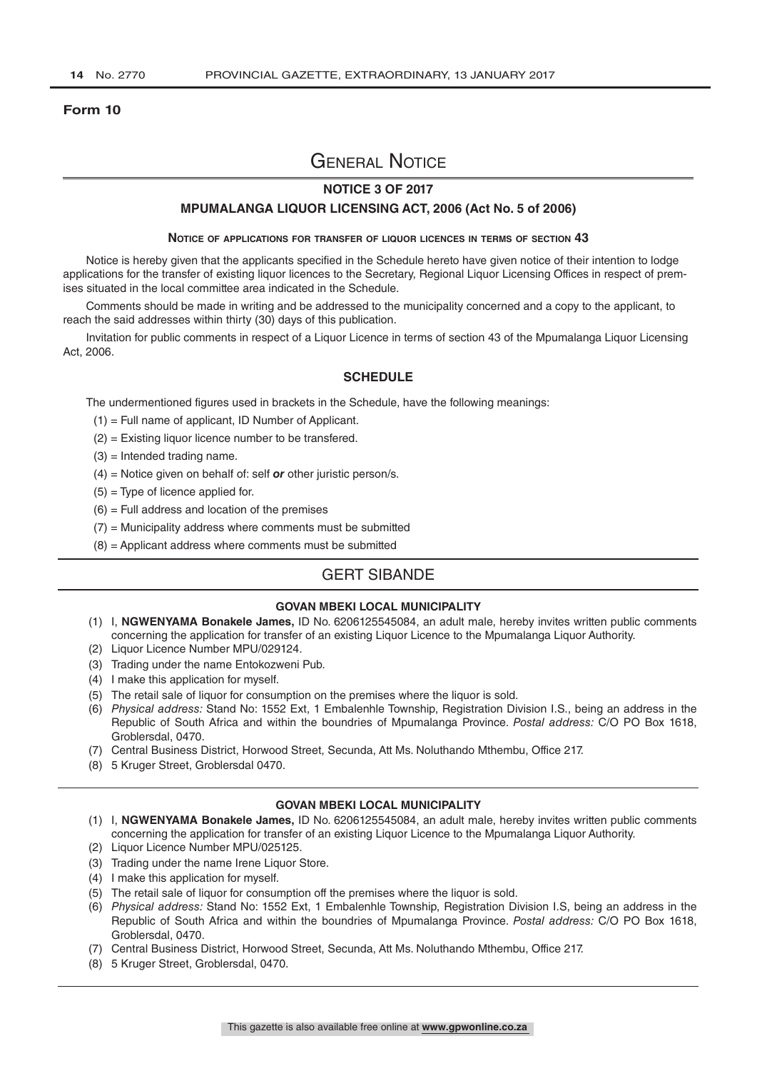**Form 10**

# General Notice

## NOTICE 3 OF 2017

### MPUMALANGA LIQUOR LICENSING ACT, 2006 (Act No. 5 of 2006)

**Notice of applications for transfer of liquor licences in terms of section 43**

Notice is hereby given that the applicants specified in the Schedule hereto have given notice of their intention to lodge applications for the transfer of existing liquor licences to the Secretary, Regional Liquor Licensing Offices in respect of premises situated in the local committee area indicated in the Schedule.

Comments should be made in writing and be addressed to the municipality concerned and a copy to the applicant, to reach the said addresses within thirty (30) days of this publication.

Invitation for public comments in respect of a Liquor Licence in terms of section 43 of the Mpumalanga Liquor Licensing Act, 2006.

### SCHEDULE

The undermentioned figures used in brackets in the Schedule, have the following meanings:

(1) = Full name of applicant, ID Number of Applicant.

(2) = Existing liquor licence number to be transfered.

(3) = Intended trading name.

(4) = Notice given on behalf of: self ***or*** other juristic person/s.

(5) = Type of licence applied for.

(6) = Full address and location of the premises

(7) = Municipality address where comments must be submitted

(8) = Applicant address where comments must be submitted

## GERT SIBANDE

**GOVAN MBEKI LOCAL MUNICIPALITY**

(1) I, **NGWENYAMA Bonakele James,** ID No. 6206125545084, an adult male, hereby invites written public comments concerning the application for transfer of an existing Liquor Licence to the Mpumalanga Liquor Authority.

(2) Liquor Licence Number MPU/029124.

(3) Trading under the name Entokozweni Pub.

(4) I make this application for myself.

(5) The retail sale of liquor for consumption on the premises where the liquor is sold.

(6) *Physical address:* Stand No: 1552 Ext, 1 Embalenhle Township, Registration Division I.S., being an address in the Republic of South Africa and within the boundries of Mpumalanga Province. *Postal address:* C/O PO Box 1618, Groblersdal, 0470.

(7) Central Business District, Horwood Street, Secunda, Att Ms. Noluthando Mthembu, Office 217.

(8) 5 Kruger Street, Groblersdal 0470.

---

**GOVAN MBEKI LOCAL MUNICIPALITY**

(1) I, **NGWENYAMA Bonakele James,** ID No. 6206125545084, an adult male, hereby invites written public comments concerning the application for transfer of an existing Liquor Licence to the Mpumalanga Liquor Authority.

(2) Liquor Licence Number MPU/025125.

(3) Trading under the name Irene Liquor Store.

(4) I make this application for myself.

(5) The retail sale of liquor for consumption off the premises where the liquor is sold.

(6) *Physical address:* Stand No: 1552 Ext, 1 Embalenhle Township, Registration Division I.S, being an address in the Republic of South Africa and within the boundries of Mpumalanga Province. *Postal address:* C/O PO Box 1618, Groblersdal, 0470.

(7) Central Business District, Horwood Street, Secunda, Att Ms. Noluthando Mthembu, Office 217.

(8) 5 Kruger Street, Groblersdal, 0470.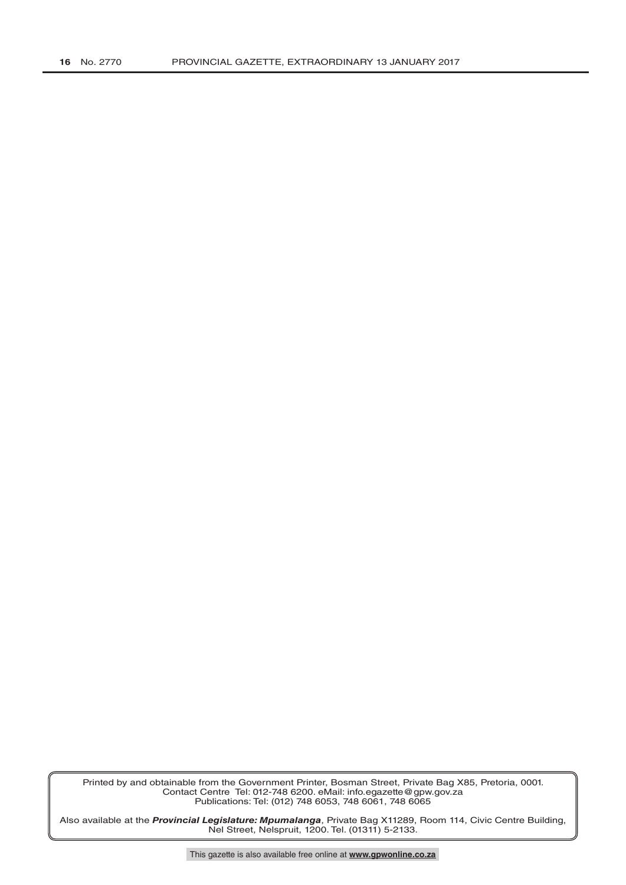Printed by and obtainable from the Government Printer, Bosman Street, Private Bag X85, Pretoria, 0001.
Contact Centre Tel: 012-748 6200. eMail: info.egazette@gpw.gov.za
Publications: Tel: (012) 748 6053, 748 6061, 748 6065

Also available at the ***Provincial Legislature: Mpumalanga***, Private Bag X11289, Room 114, Civic Centre Building, Nel Street, Nelspruit, 1200. Tel. (01311) 5-2133.

This gazette is also available free online at **www.gpwonline.co.za**